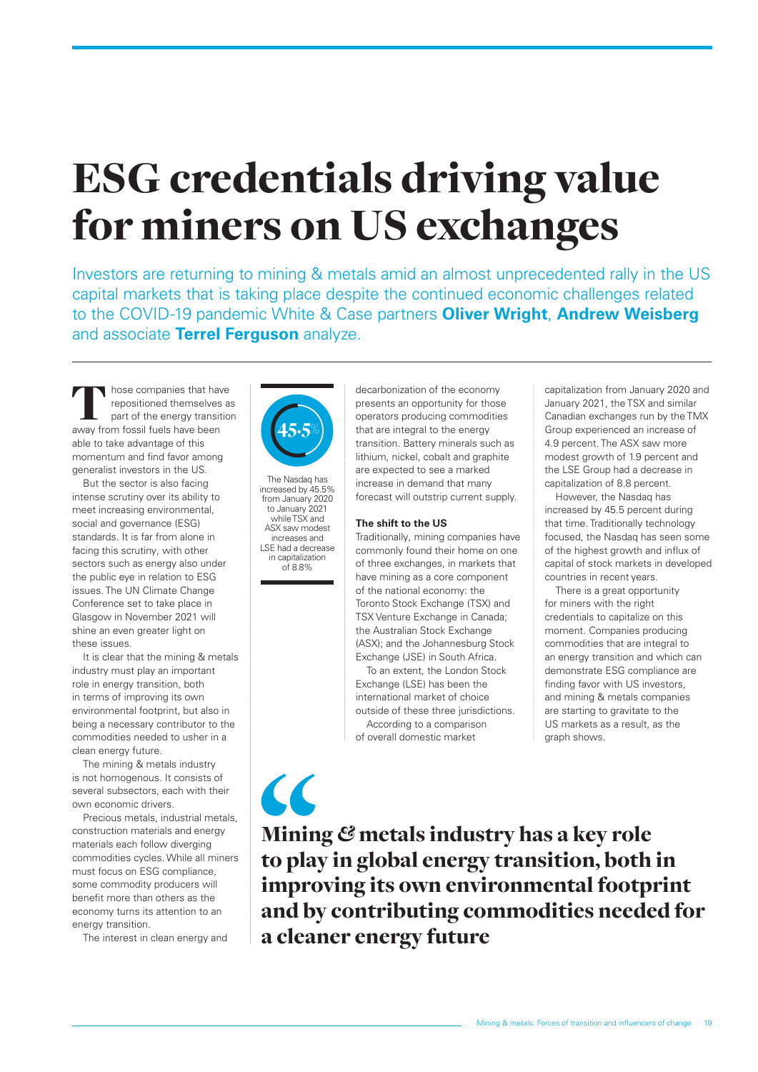# ESG credentials driving value for miners on US exchanges

Investors are returning to mining & metals amid an almost unprecedented rally in the US capital markets that is taking place despite the continued economic challenges related to the COVID-19 pandemic White & Case partners **Oliver Wright**, **Andrew Weisberg** and associate **Terrel Ferguson** analyze.

Those companies that have repositioned themselves as part of the energy transition away from fossil fuels have been able to take advantage of this momentum and find favor among generalist investors in the US.

But the sector is also facing intense scrutiny over its ability to meet increasing environmental, social and governance (ESG) standards. It is far from alone in facing this scrutiny, with other sectors such as energy also under the public eye in relation to ESG issues. The UN Climate Change Conference set to take place in Glasgow in November 2021 will shine an even greater light on these issues.

It is clear that the mining & metals industry must play an important role in energy transition, both in terms of improving its own environmental footprint, but also in being a necessary contributor to the commodities needed to usher in a clean energy future.

The mining & metals industry is not homogenous. It consists of several subsectors, each with their own economic drivers.

Precious metals, industrial metals, construction materials and energy materials each follow diverging commodities cycles. While all miners must focus on ESG compliance, some commodity producers will benefit more than others as the economy turns its attention to an energy transition.

The interest in clean energy and decarbonization of the economy presents an opportunity for those operators producing commodities that are integral to the energy transition. Battery minerals such as lithium, nickel, cobalt and graphite are expected to see a marked increase in demand that many forecast will outstrip current supply.

**45.5%**

The Nasdaq has increased by 45.5% from January 2020 to January 2021 while TSX and ASX saw modest increases and LSE had a decrease in capitalization of 8.8%

### The shift to the US

Traditionally, mining companies have commonly found their home on one of three exchanges, in markets that have mining as a core component of the national economy: the Toronto Stock Exchange (TSX) and TSX Venture Exchange in Canada; the Australian Stock Exchange (ASX); and the Johannesburg Stock Exchange (JSE) in South Africa.

To an extent, the London Stock Exchange (LSE) has been the international market of choice outside of these three jurisdictions.

According to a comparison of overall domestic market capitalization from January 2020 and January 2021, the TSX and similar Canadian exchanges run by the TMX Group experienced an increase of 4.9 percent. The ASX saw more modest growth of 1.9 percent and the LSE Group had a decrease in capitalization of 8.8 percent.

However, the Nasdaq has increased by 45.5 percent during that time. Traditionally technology focused, the Nasdaq has seen some of the highest growth and influx of capital of stock markets in developed countries in recent years.

There is a great opportunity for miners with the right credentials to capitalize on this moment. Companies producing commodities that are integral to an energy transition and which can demonstrate ESG compliance are finding favor with US investors, and mining & metals companies are starting to gravitate to the US markets as a result, as the graph shows.

> **Mining & metals industry has a key role to play in global energy transition, both in improving its own environmental footprint and by contributing commodities needed for a cleaner energy future**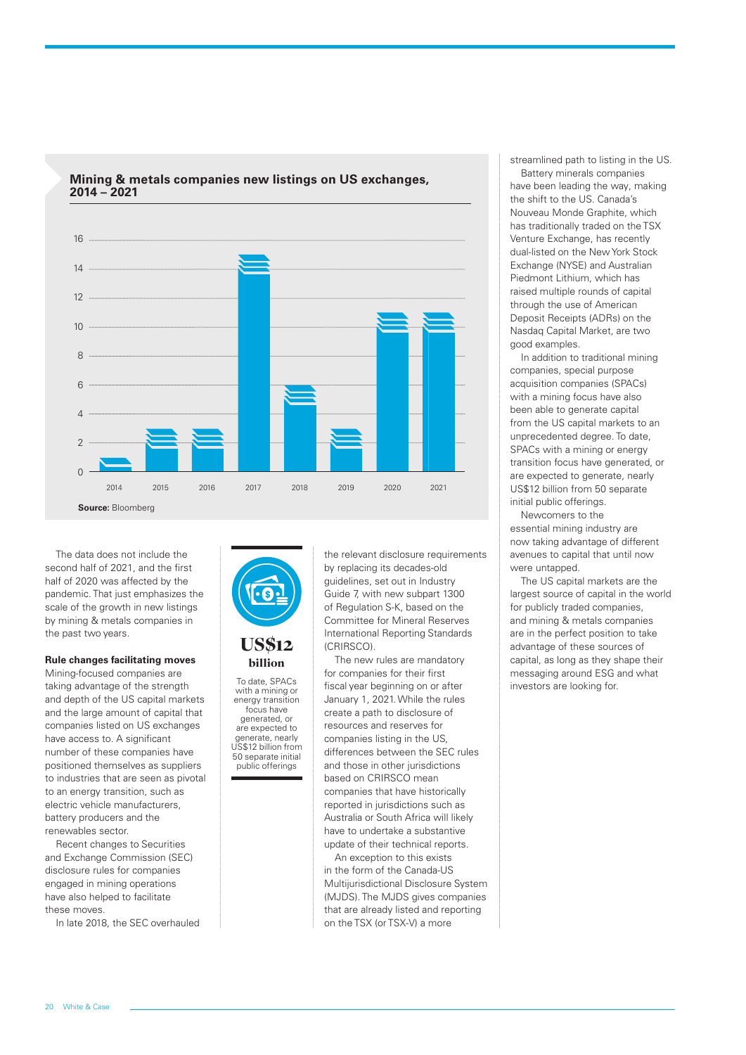## Mining & metals companies new listings on US exchanges, 2014 – 2021

16
14
12
10
8
6
4
2
0

2014 2015 2016 2017 2018 2019 2020 2021

**Source:** Bloomberg

The data does not include the second half of 2021, and the first half of 2020 was affected by the pandemic. That just emphasizes the scale of the growth in new listings by mining & metals companies in the past two years.

### Rule changes facilitating moves

Mining-focused companies are taking advantage of the strength and depth of the US capital markets and the large amount of capital that companies listed on US exchanges have access to. A significant number of these companies have positioned themselves as suppliers to industries that are seen as pivotal to an energy transition, such as electric vehicle manufacturers, battery producers and the renewables sector.

Recent changes to Securities and Exchange Commission (SEC) disclosure rules for companies engaged in mining operations have also helped to facilitate these moves.

In late 2018, the SEC overhauled the relevant disclosure requirements by replacing its decades-old guidelines, set out in Industry Guide 7, with new subpart 1300 of Regulation S-K, based on the Committee for Mineral Reserves International Reporting Standards (CRIRSCO).

The new rules are mandatory for companies for their first fiscal year beginning on or after January 1, 2021. While the rules create a path to disclosure of resources and reserves for companies listing in the US, differences between the SEC rules and those in other jurisdictions based on CRIRSCO mean companies that have historically reported in jurisdictions such as Australia or South Africa will likely have to undertake a substantive update of their technical reports.

An exception to this exists in the form of the Canada-US Multijurisdictional Disclosure System (MJDS). The MJDS gives companies that are already listed and reporting on the TSX (or TSX-V) a more streamlined path to listing in the US.

**US$12 billion**

To date, SPACs with a mining or energy transition focus have generated, or are expected to generate, nearly US$12 billion from 50 separate initial public offerings

Battery minerals companies have been leading the way, making the shift to the US. Canada's Nouveau Monde Graphite, which has traditionally traded on the TSX Venture Exchange, has recently dual-listed on the New York Stock Exchange (NYSE) and Australian Piedmont Lithium, which has raised multiple rounds of capital through the use of American Deposit Receipts (ADRs) on the Nasdaq Capital Market, are two good examples.

In addition to traditional mining companies, special purpose acquisition companies (SPACs) with a mining focus have also been able to generate capital from the US capital markets to an unprecedented degree. To date, SPACs with a mining or energy transition focus have generated, or are expected to generate, nearly US$12 billion from 50 separate initial public offerings.

Newcomers to the essential mining industry are now taking advantage of different avenues to capital that until now were untapped.

The US capital markets are the largest source of capital in the world for publicly traded companies, and mining & metals companies are in the perfect position to take advantage of these sources of capital, as long as they shape their messaging around ESG and what investors are looking for.